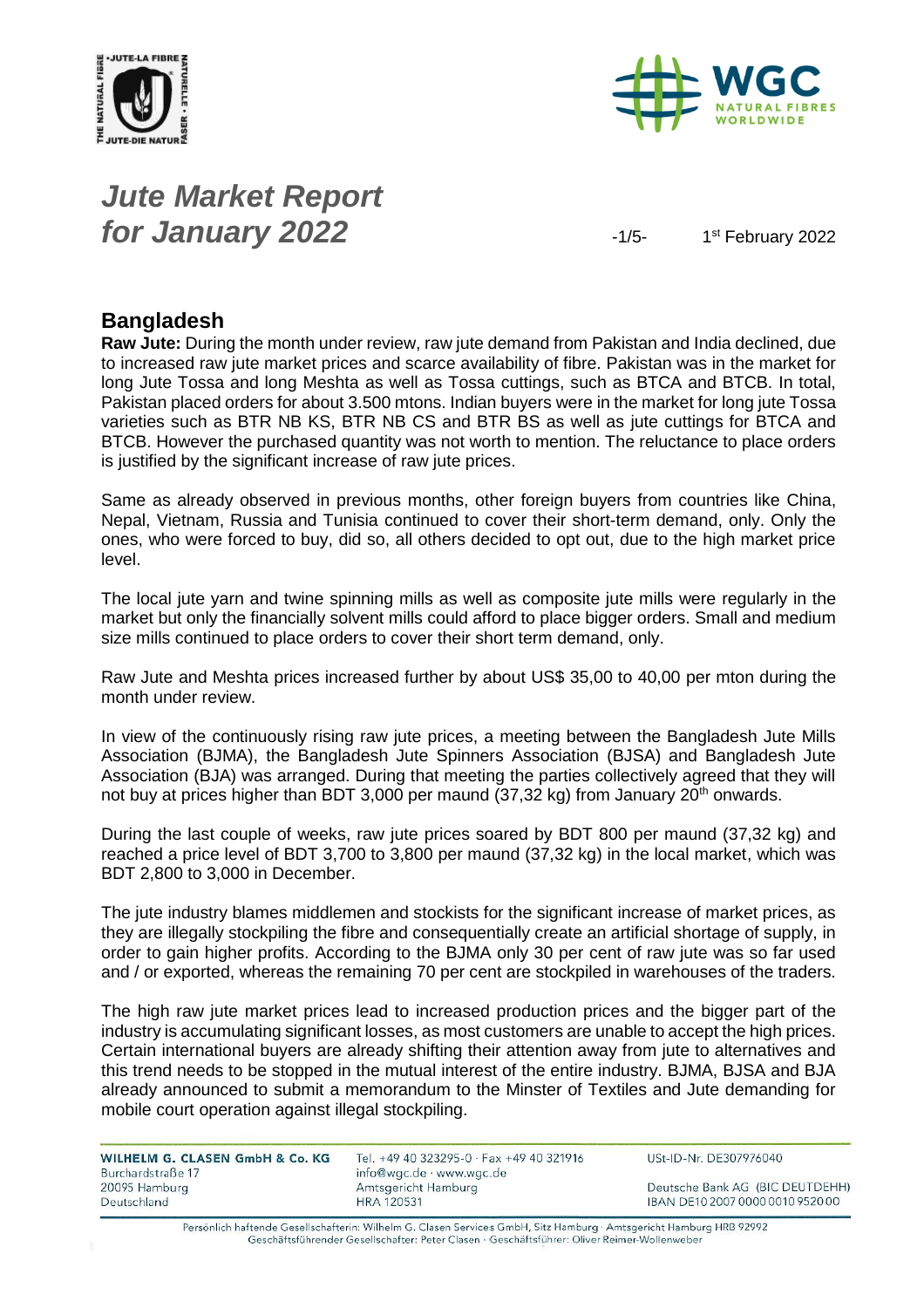# *Jute Market Report for January 2022*

1st February 2022

## Bangladesh

**Raw Jute:** During the month under review, raw jute demand from Pakistan and India declined, due to increased raw jute market prices and scarce availability of fibre. Pakistan was in the market for long Jute Tossa and long Meshta as well as Tossa cuttings, such as BTCA and BTCB. In total, Pakistan placed orders for about 3.500 mtons. Indian buyers were in the market for long jute Tossa varieties such as BTR NB KS, BTR NB CS and BTR BS as well as jute cuttings for BTCA and BTCB. However the purchased quantity was not worth to mention. The reluctance to place orders is justified by the significant increase of raw jute prices.

Same as already observed in previous months, other foreign buyers from countries like China, Nepal, Vietnam, Russia and Tunisia continued to cover their short-term demand, only. Only the ones, who were forced to buy, did so, all others decided to opt out, due to the high market price level.

The local jute yarn and twine spinning mills as well as composite jute mills were regularly in the market but only the financially solvent mills could afford to place bigger orders. Small and medium size mills continued to place orders to cover their short term demand, only.

Raw Jute and Meshta prices increased further by about US$ 35,00 to 40,00 per mton during the month under review.

In view of the continuously rising raw jute prices, a meeting between the Bangladesh Jute Mills Association (BJMA), the Bangladesh Jute Spinners Association (BJSA) and Bangladesh Jute Association (BJA) was arranged. During that meeting the parties collectively agreed that they will not buy at prices higher than BDT 3,000 per maund (37,32 kg) from January 20th onwards.

During the last couple of weeks, raw jute prices soared by BDT 800 per maund (37,32 kg) and reached a price level of BDT 3,700 to 3,800 per maund (37,32 kg) in the local market, which was BDT 2,800 to 3,000 in December.

The jute industry blames middlemen and stockists for the significant increase of market prices, as they are illegally stockpiling the fibre and consequentially create an artificial shortage of supply, in order to gain higher profits. According to the BJMA only 30 per cent of raw jute was so far used and / or exported, whereas the remaining 70 per cent are stockpiled in warehouses of the traders.

The high raw jute market prices lead to increased production prices and the bigger part of the industry is accumulating significant losses, as most customers are unable to accept the high prices. Certain international buyers are already shifting their attention away from jute to alternatives and this trend needs to be stopped in the mutual interest of the entire industry. BJMA, BJSA and BJA already announced to submit a memorandum to the Minster of Textiles and Jute demanding for mobile court operation against illegal stockpiling.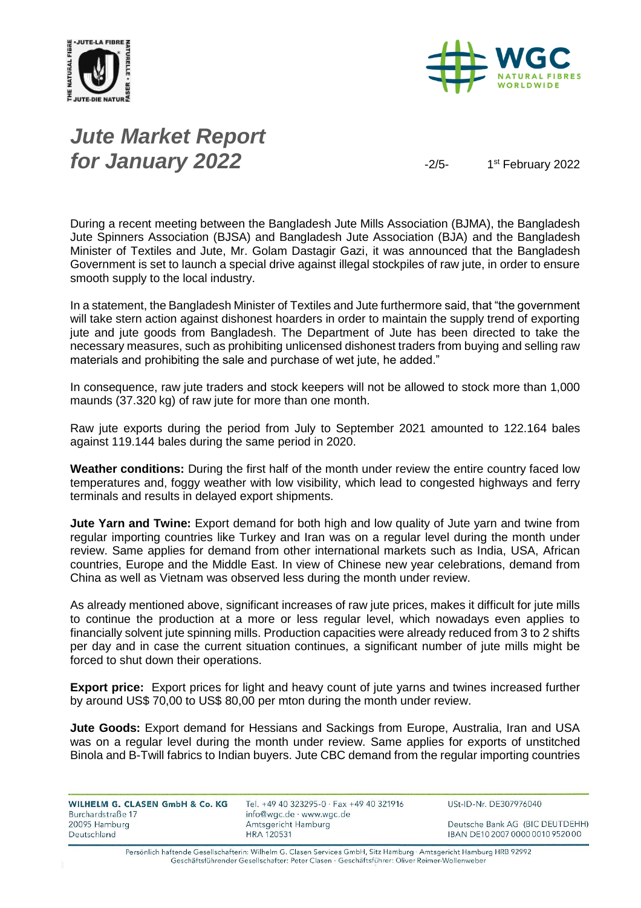During a recent meeting between the Bangladesh Jute Mills Association (BJMA), the Bangladesh Jute Spinners Association (BJSA) and Bangladesh Jute Association (BJA) and the Bangladesh Minister of Textiles and Jute, Mr. Golam Dastagir Gazi, it was announced that the Bangladesh Government is set to launch a special drive against illegal stockpiles of raw jute, in order to ensure smooth supply to the local industry.

In a statement, the Bangladesh Minister of Textiles and Jute furthermore said, that "the government will take stern action against dishonest hoarders in order to maintain the supply trend of exporting jute and jute goods from Bangladesh. The Department of Jute has been directed to take the necessary measures, such as prohibiting unlicensed dishonest traders from buying and selling raw materials and prohibiting the sale and purchase of wet jute, he added."

In consequence, raw jute traders and stock keepers will not be allowed to stock more than 1,000 maunds (37.320 kg) of raw jute for more than one month.

Raw jute exports during the period from July to September 2021 amounted to 122.164 bales against 119.144 bales during the same period in 2020.

**Weather conditions:** During the first half of the month under review the entire country faced low temperatures and, foggy weather with low visibility, which lead to congested highways and ferry terminals and results in delayed export shipments.

**Jute Yarn and Twine:** Export demand for both high and low quality of Jute yarn and twine from regular importing countries like Turkey and Iran was on a regular level during the month under review. Same applies for demand from other international markets such as India, USA, African countries, Europe and the Middle East. In view of Chinese new year celebrations, demand from China as well as Vietnam was observed less during the month under review.

As already mentioned above, significant increases of raw jute prices, makes it difficult for jute mills to continue the production at a more or less regular level, which nowadays even applies to financially solvent jute spinning mills. Production capacities were already reduced from 3 to 2 shifts per day and in case the current situation continues, a significant number of jute mills might be forced to shut down their operations.

**Export price:** Export prices for light and heavy count of jute yarns and twines increased further by around US$ 70,00 to US$ 80,00 per mton during the month under review.

**Jute Goods:** Export demand for Hessians and Sackings from Europe, Australia, Iran and USA was on a regular level during the month under review. Same applies for exports of unstitched Binola and B-Twill fabrics to Indian buyers. Jute CBC demand from the regular importing countries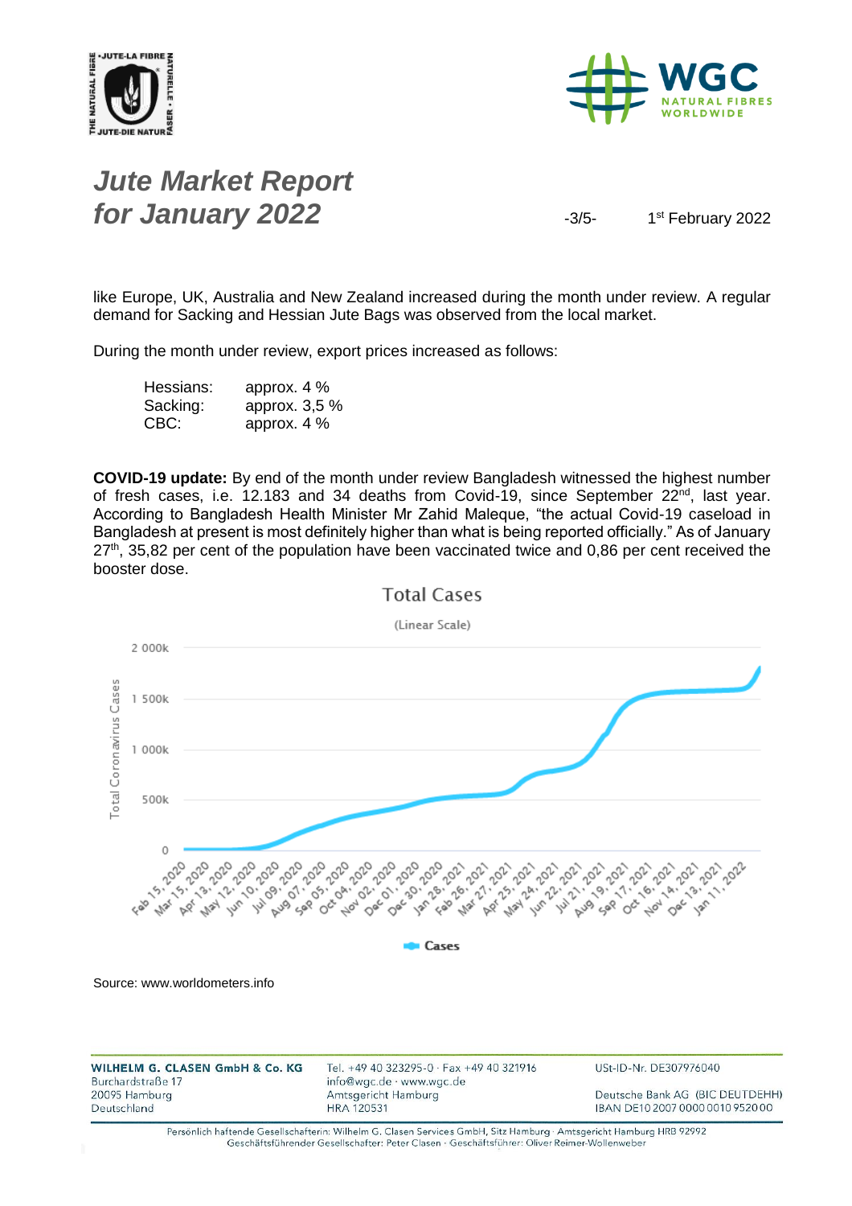like Europe, UK, Australia and New Zealand increased during the month under review. A regular demand for Sacking and Hessian Jute Bags was observed from the local market.

During the month under review, export prices increased as follows:

| | |
|---|---|
| Hessians: | approx. 4 % |
| Sacking: | approx. 3,5 % |
| CBC: | approx. 4 % |

**COVID-19 update:** By end of the month under review Bangladesh witnessed the highest number of fresh cases, i.e. 12.183 and 34 deaths from Covid-19, since September 22nd, last year. According to Bangladesh Health Minister Mr Zahid Maleque, "the actual Covid-19 caseload in Bangladesh at present is most definitely higher than what is being reported officially." As of January 27th, 35,82 per cent of the population have been vaccinated twice and 0,86 per cent received the booster dose.

Source: www.worldometers.info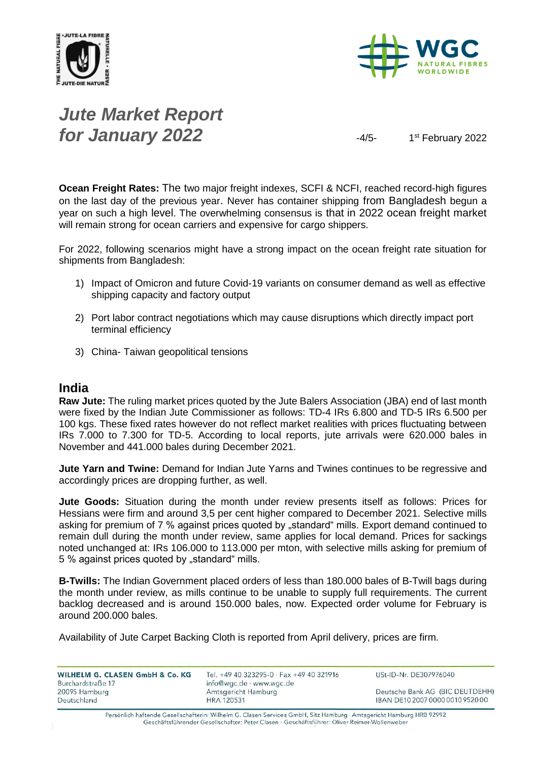**Ocean Freight Rates:** The two major freight indexes, SCFI & NCFI, reached record-high figures on the last day of the previous year. Never has container shipping from Bangladesh begun a year on such a high level. The overwhelming consensus is that in 2022 ocean freight market will remain strong for ocean carriers and expensive for cargo shippers.

For 2022, following scenarios might have a strong impact on the ocean freight rate situation for shipments from Bangladesh:

1) Impact of Omicron and future Covid-19 variants on consumer demand as well as effective shipping capacity and factory output

2) Port labor contract negotiations which may cause disruptions which directly impact port terminal efficiency

3) China- Taiwan geopolitical tensions

## India

**Raw Jute:** The ruling market prices quoted by the Jute Balers Association (JBA) end of last month were fixed by the Indian Jute Commissioner as follows: TD-4 IRs 6.800 and TD-5 IRs 6.500 per 100 kgs. These fixed rates however do not reflect market realities with prices fluctuating between IRs 7.000 to 7.300 for TD-5. According to local reports, jute arrivals were 620.000 bales in November and 441.000 bales during December 2021.

**Jute Yarn and Twine:** Demand for Indian Jute Yarns and Twines continues to be regressive and accordingly prices are dropping further, as well.

**Jute Goods:** Situation during the month under review presents itself as follows: Prices for Hessians were firm and around 3,5 per cent higher compared to December 2021. Selective mills asking for premium of 7 % against prices quoted by „standard" mills. Export demand continued to remain dull during the month under review, same applies for local demand. Prices for sackings noted unchanged at: IRs 106.000 to 113.000 per mton, with selective mills asking for premium of 5 % against prices quoted by „standard" mills.

**B-Twills:** The Indian Government placed orders of less than 180.000 bales of B-Twill bags during the month under review, as mills continue to be unable to supply full requirements. The current backlog decreased and is around 150.000 bales, now. Expected order volume for February is around 200.000 bales.

Availability of Jute Carpet Backing Cloth is reported from April delivery, prices are firm.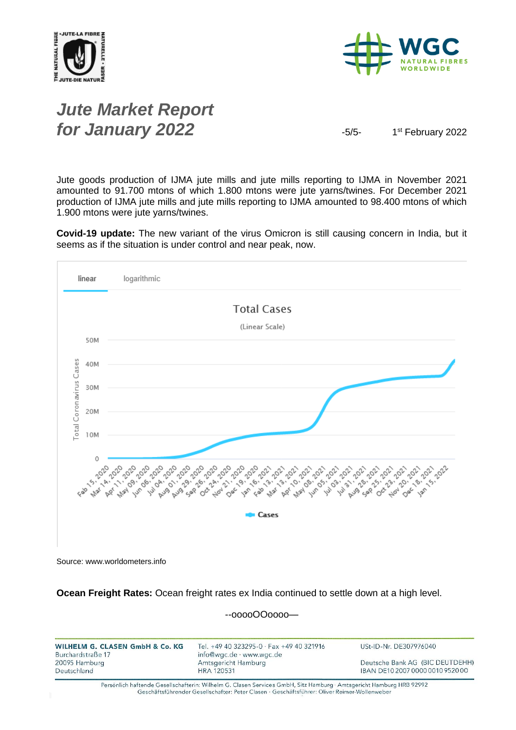Jute goods production of IJMA jute mills and jute mills reporting to IJMA in November 2021 amounted to 91.700 mtons of which 1.800 mtons were jute yarns/twines. For December 2021 production of IJMA jute mills and jute mills reporting to IJMA amounted to 98.400 mtons of which 1.900 mtons were jute yarns/twines.

**Covid-19 update:** The new variant of the virus Omicron is still causing concern in India, but it seems as if the situation is under control and near peak, now.

linear logarithmic

Total Cases

(Linear Scale)

Total Coronavirus Cases

50M
40M
30M
20M
10M
0

Feb 15, 2020, Mar 14, 2020, Apr 11, 2020, May 09, 2020, Jun 06, 2020, Jul 04, 2020, Aug 01, 2020, Aug 29, 2020, Sep 26, 2020, Oct 24, 2020, Nov 21, 2020, Dec 19, 2020, Jan 16, 2021, Feb 13, 2021, Mar 13, 2021, Apr 10, 2021, May 08, 2021, Jun 05, 2021, Jul 03, 2021, Jul 31, 2021, Aug 28, 2021, Sep 25, 2021, Oct 23, 2021, Nov 20, 2021, Dec 18, 2021, Jan 15, 2022

Cases

Source: www.worldometers.info

**Ocean Freight Rates:** Ocean freight rates ex India continued to settle down at a high level.

--ooooOOoooo—